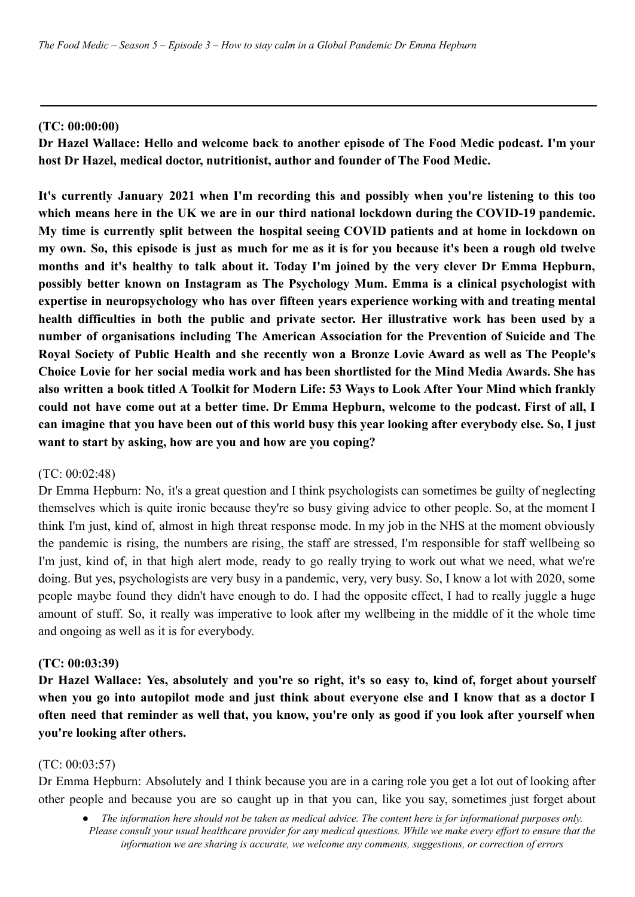**(TC: 00:00:00)**

**Dr Hazel Wallace: Hello and welcome back to another episode of The Food Medic podcast. I'm your host Dr Hazel, medical doctor, nutritionist, author and founder of The Food Medic.**

**It's currently January 2021 when I'm recording this and possibly when you're listening to this too which means here in the UK we are in our third national lockdown during the COVID-19 pandemic. My time is currently split between the hospital seeing COVID patients and at home in lockdown on my own. So, this episode is just as much for me as it is for you because it's been a rough old twelve months and it's healthy to talk about it. Today I'm joined by the very clever Dr Emma Hepburn, possibly better known on Instagram as The Psychology Mum. Emma is a clinical psychologist with expertise in neuropsychology who has over fifteen years experience working with and treating mental health difficulties in both the public and private sector. Her illustrative work has been used by a number of organisations including The American Association for the Prevention of Suicide and The Royal Society of Public Health and she recently won a Bronze Lovie Award as well as The People's Choice Lovie for her social media work and has been shortlisted for the Mind Media Awards. She has also written a book titled A Toolkit for Modern Life: 53 Ways to Look After Your Mind which frankly could not have come out at a better time. Dr Emma Hepburn, welcome to the podcast. First of all, I can imagine that you have been out of this world busy this year looking after everybody else. So, I just want to start by asking, how are you and how are you coping?**

(TC: 00:02:48)

Dr Emma Hepburn: No, it's a great question and I think psychologists can sometimes be guilty of neglecting themselves which is quite ironic because they're so busy giving advice to other people. So, at the moment I think I'm just, kind of, almost in high threat response mode. In my job in the NHS at the moment obviously the pandemic is rising, the numbers are rising, the staff are stressed, I'm responsible for staff wellbeing so I'm just, kind of, in that high alert mode, ready to go really trying to work out what we need, what we're doing. But yes, psychologists are very busy in a pandemic, very, very busy. So, I know a lot with 2020, some people maybe found they didn't have enough to do. I had the opposite effect, I had to really juggle a huge amount of stuff. So, it really was imperative to look after my wellbeing in the middle of it the whole time and ongoing as well as it is for everybody.

**(TC: 00:03:39)**

**Dr Hazel Wallace: Yes, absolutely and you're so right, it's so easy to, kind of, forget about yourself when you go into autopilot mode and just think about everyone else and I know that as a doctor I often need that reminder as well that, you know, you're only as good if you look after yourself when you're looking after others.**

(TC: 00:03:57)

Dr Emma Hepburn: Absolutely and I think because you are in a caring role you get a lot out of looking after other people and because you are so caught up in that you can, like you say, sometimes just forget about

- *The information here should not be taken as medical advice. The content here is for informational purposes only. Please consult your usual healthcare provider for any medical questions. While we make every effort to ensure that the information we are sharing is accurate, we welcome any comments, suggestions, or correction of errors*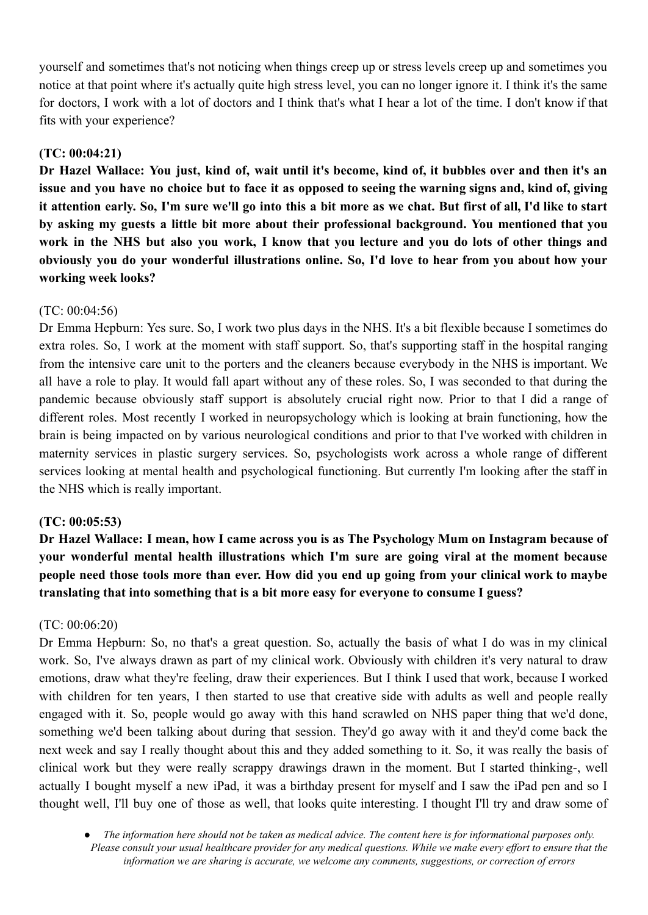yourself and sometimes that's not noticing when things creep up or stress levels creep up and sometimes you notice at that point where it's actually quite high stress level, you can no longer ignore it. I think it's the same for doctors, I work with a lot of doctors and I think that's what I hear a lot of the time. I don't know if that fits with your experience?

**(TC: 00:04:21)**

**Dr Hazel Wallace: You just, kind of, wait until it's become, kind of, it bubbles over and then it's an issue and you have no choice but to face it as opposed to seeing the warning signs and, kind of, giving it attention early. So, I'm sure we'll go into this a bit more as we chat. But first of all, I'd like to start by asking my guests a little bit more about their professional background. You mentioned that you work in the NHS but also you work, I know that you lecture and you do lots of other things and obviously you do your wonderful illustrations online. So, I'd love to hear from you about how your working week looks?**

(TC: 00:04:56)

Dr Emma Hepburn: Yes sure. So, I work two plus days in the NHS. It's a bit flexible because I sometimes do extra roles. So, I work at the moment with staff support. So, that's supporting staff in the hospital ranging from the intensive care unit to the porters and the cleaners because everybody in the NHS is important. We all have a role to play. It would fall apart without any of these roles. So, I was seconded to that during the pandemic because obviously staff support is absolutely crucial right now. Prior to that I did a range of different roles. Most recently I worked in neuropsychology which is looking at brain functioning, how the brain is being impacted on by various neurological conditions and prior to that I've worked with children in maternity services in plastic surgery services. So, psychologists work across a whole range of different services looking at mental health and psychological functioning. But currently I'm looking after the staff in the NHS which is really important.

**(TC: 00:05:53)**

**Dr Hazel Wallace: I mean, how I came across you is as The Psychology Mum on Instagram because of your wonderful mental health illustrations which I'm sure are going viral at the moment because people need those tools more than ever. How did you end up going from your clinical work to maybe translating that into something that is a bit more easy for everyone to consume I guess?**

(TC: 00:06:20)

Dr Emma Hepburn: So, no that's a great question. So, actually the basis of what I do was in my clinical work. So, I've always drawn as part of my clinical work. Obviously with children it's very natural to draw emotions, draw what they're feeling, draw their experiences. But I think I used that work, because I worked with children for ten years, I then started to use that creative side with adults as well and people really engaged with it. So, people would go away with this hand scrawled on NHS paper thing that we'd done, something we'd been talking about during that session. They'd go away with it and they'd come back the next week and say I really thought about this and they added something to it. So, it was really the basis of clinical work but they were really scrappy drawings drawn in the moment. But I started thinking-, well actually I bought myself a new iPad, it was a birthday present for myself and I saw the iPad pen and so I thought well, I'll buy one of those as well, that looks quite interesting. I thought I'll try and draw some of

- *The information here should not be taken as medical advice. The content here is for informational purposes only. Please consult your usual healthcare provider for any medical questions. While we make every effort to ensure that the information we are sharing is accurate, we welcome any comments, suggestions, or correction of errors*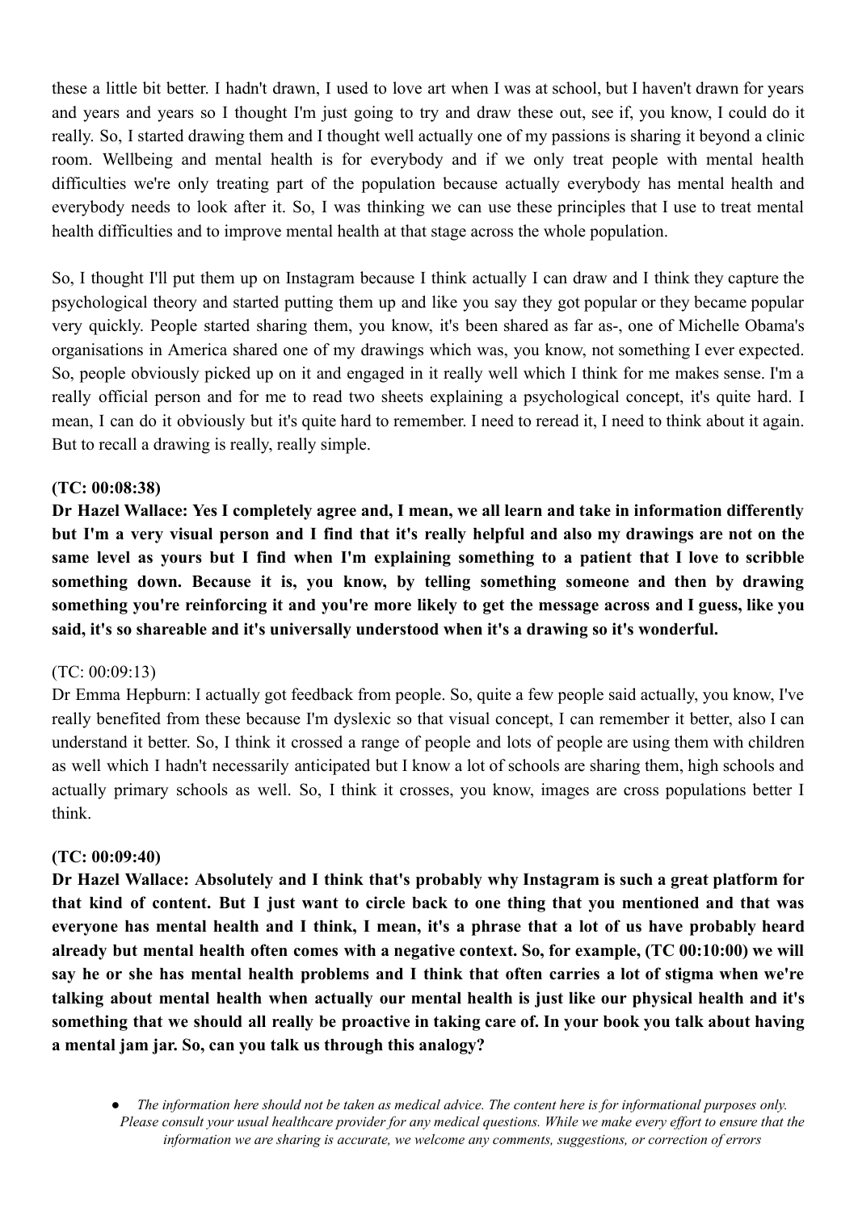these a little bit better. I hadn't drawn, I used to love art when I was at school, but I haven't drawn for years and years and years so I thought I'm just going to try and draw these out, see if, you know, I could do it really. So, I started drawing them and I thought well actually one of my passions is sharing it beyond a clinic room. Wellbeing and mental health is for everybody and if we only treat people with mental health difficulties we're only treating part of the population because actually everybody has mental health and everybody needs to look after it. So, I was thinking we can use these principles that I use to treat mental health difficulties and to improve mental health at that stage across the whole population.

So, I thought I'll put them up on Instagram because I think actually I can draw and I think they capture the psychological theory and started putting them up and like you say they got popular or they became popular very quickly. People started sharing them, you know, it's been shared as far as-, one of Michelle Obama's organisations in America shared one of my drawings which was, you know, not something I ever expected. So, people obviously picked up on it and engaged in it really well which I think for me makes sense. I'm a really official person and for me to read two sheets explaining a psychological concept, it's quite hard. I mean, I can do it obviously but it's quite hard to remember. I need to reread it, I need to think about it again. But to recall a drawing is really, really simple.

**(TC: 00:08:38)**

**Dr Hazel Wallace: Yes I completely agree and, I mean, we all learn and take in information differently but I'm a very visual person and I find that it's really helpful and also my drawings are not on the same level as yours but I find when I'm explaining something to a patient that I love to scribble something down. Because it is, you know, by telling something someone and then by drawing something you're reinforcing it and you're more likely to get the message across and I guess, like you said, it's so shareable and it's universally understood when it's a drawing so it's wonderful.**

(TC: 00:09:13)

Dr Emma Hepburn: I actually got feedback from people. So, quite a few people said actually, you know, I've really benefited from these because I'm dyslexic so that visual concept, I can remember it better, also I can understand it better. So, I think it crossed a range of people and lots of people are using them with children as well which I hadn't necessarily anticipated but I know a lot of schools are sharing them, high schools and actually primary schools as well. So, I think it crosses, you know, images are cross populations better I think.

**(TC: 00:09:40)**

**Dr Hazel Wallace: Absolutely and I think that's probably why Instagram is such a great platform for that kind of content. But I just want to circle back to one thing that you mentioned and that was everyone has mental health and I think, I mean, it's a phrase that a lot of us have probably heard already but mental health often comes with a negative context. So, for example, (TC 00:10:00) we will say he or she has mental health problems and I think that often carries a lot of stigma when we're talking about mental health when actually our mental health is just like our physical health and it's something that we should all really be proactive in taking care of. In your book you talk about having a mental jam jar. So, can you talk us through this analogy?**

- *The information here should not be taken as medical advice. The content here is for informational purposes only. Please consult your usual healthcare provider for any medical questions. While we make every effort to ensure that the information we are sharing is accurate, we welcome any comments, suggestions, or correction of errors*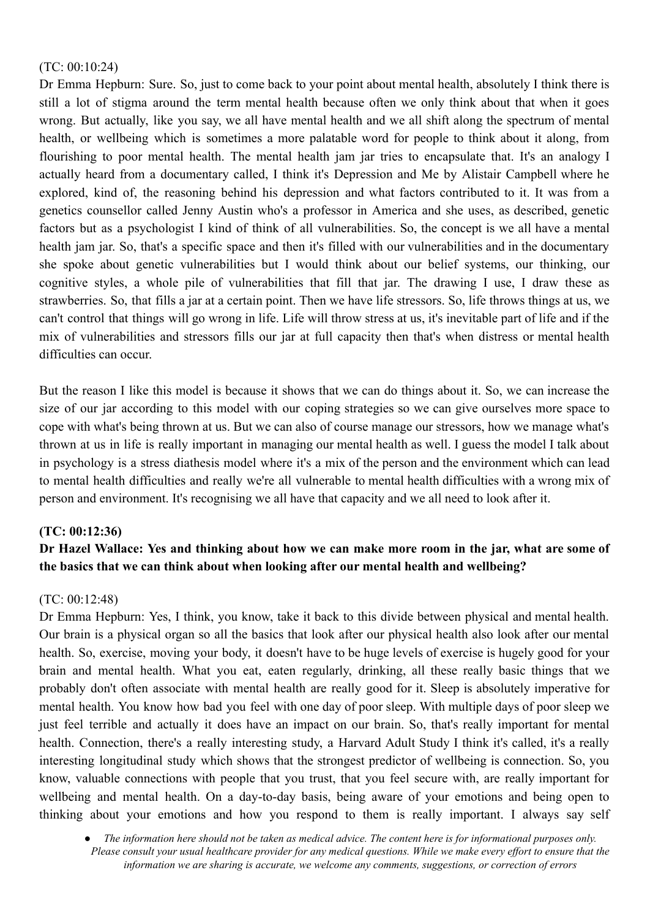(TC: 00:10:24)

Dr Emma Hepburn: Sure. So, just to come back to your point about mental health, absolutely I think there is still a lot of stigma around the term mental health because often we only think about that when it goes wrong. But actually, like you say, we all have mental health and we all shift along the spectrum of mental health, or wellbeing which is sometimes a more palatable word for people to think about it along, from flourishing to poor mental health. The mental health jam jar tries to encapsulate that. It's an analogy I actually heard from a documentary called, I think it's Depression and Me by Alistair Campbell where he explored, kind of, the reasoning behind his depression and what factors contributed to it. It was from a genetics counsellor called Jenny Austin who's a professor in America and she uses, as described, genetic factors but as a psychologist I kind of think of all vulnerabilities. So, the concept is we all have a mental health jam jar. So, that's a specific space and then it's filled with our vulnerabilities and in the documentary she spoke about genetic vulnerabilities but I would think about our belief systems, our thinking, our cognitive styles, a whole pile of vulnerabilities that fill that jar. The drawing I use, I draw these as strawberries. So, that fills a jar at a certain point. Then we have life stressors. So, life throws things at us, we can't control that things will go wrong in life. Life will throw stress at us, it's inevitable part of life and if the mix of vulnerabilities and stressors fills our jar at full capacity then that's when distress or mental health difficulties can occur.

But the reason I like this model is because it shows that we can do things about it. So, we can increase the size of our jar according to this model with our coping strategies so we can give ourselves more space to cope with what's being thrown at us. But we can also of course manage our stressors, how we manage what's thrown at us in life is really important in managing our mental health as well. I guess the model I talk about in psychology is a stress diathesis model where it's a mix of the person and the environment which can lead to mental health difficulties and really we're all vulnerable to mental health difficulties with a wrong mix of person and environment. It's recognising we all have that capacity and we all need to look after it.

**(TC: 00:12:36)**

**Dr Hazel Wallace: Yes and thinking about how we can make more room in the jar, what are some of the basics that we can think about when looking after our mental health and wellbeing?**

(TC: 00:12:48)

Dr Emma Hepburn: Yes, I think, you know, take it back to this divide between physical and mental health. Our brain is a physical organ so all the basics that look after our physical health also look after our mental health. So, exercise, moving your body, it doesn't have to be huge levels of exercise is hugely good for your brain and mental health. What you eat, eaten regularly, drinking, all these really basic things that we probably don't often associate with mental health are really good for it. Sleep is absolutely imperative for mental health. You know how bad you feel with one day of poor sleep. With multiple days of poor sleep we just feel terrible and actually it does have an impact on our brain. So, that's really important for mental health. Connection, there's a really interesting study, a Harvard Adult Study I think it's called, it's a really interesting longitudinal study which shows that the strongest predictor of wellbeing is connection. So, you know, valuable connections with people that you trust, that you feel secure with, are really important for wellbeing and mental health. On a day-to-day basis, being aware of your emotions and being open to thinking about your emotions and how you respond to them is really important. I always say self

- *The information here should not be taken as medical advice. The content here is for informational purposes only. Please consult your usual healthcare provider for any medical questions. While we make every effort to ensure that the information we are sharing is accurate, we welcome any comments, suggestions, or correction of errors*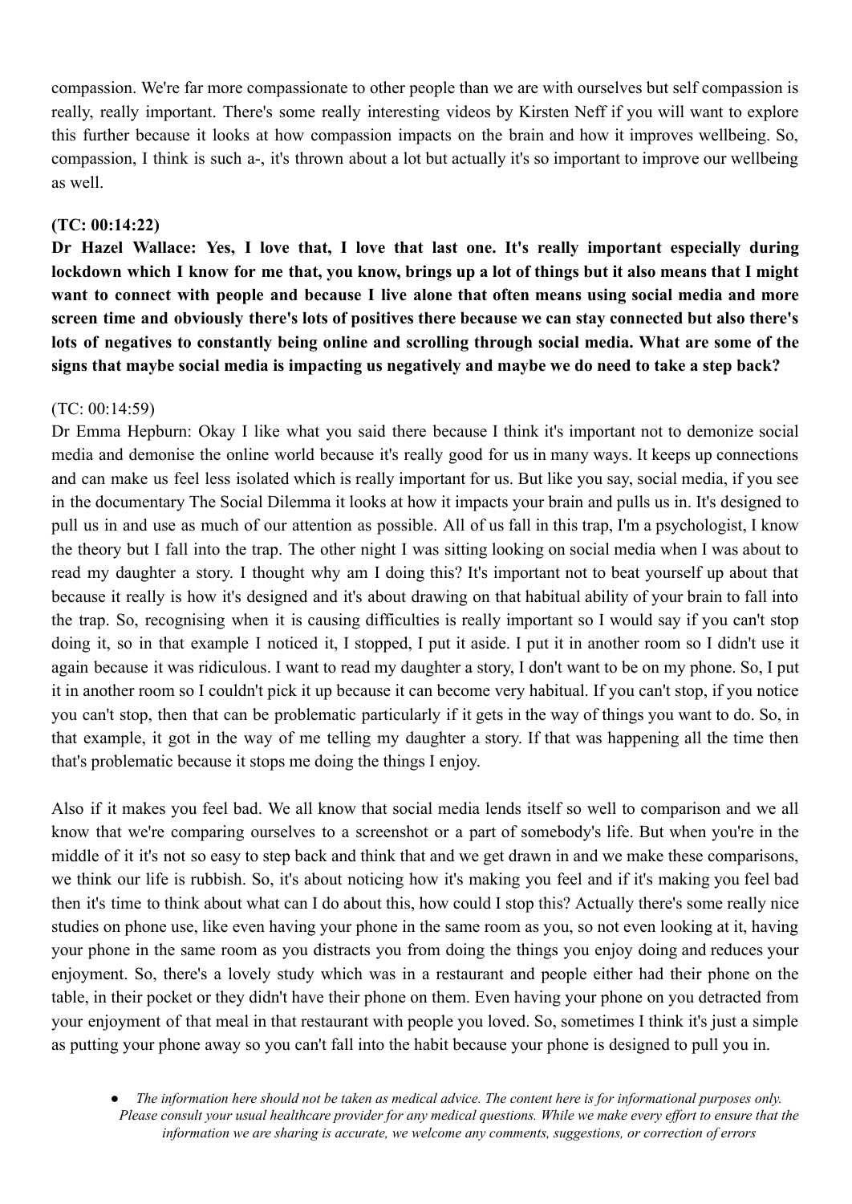compassion. We're far more compassionate to other people than we are with ourselves but self compassion is really, really important. There's some really interesting videos by Kirsten Neff if you will want to explore this further because it looks at how compassion impacts on the brain and how it improves wellbeing. So, compassion, I think is such a-, it's thrown about a lot but actually it's so important to improve our wellbeing as well.

**(TC: 00:14:22)**

**Dr Hazel Wallace: Yes, I love that, I love that last one. It's really important especially during lockdown which I know for me that, you know, brings up a lot of things but it also means that I might want to connect with people and because I live alone that often means using social media and more screen time and obviously there's lots of positives there because we can stay connected but also there's lots of negatives to constantly being online and scrolling through social media. What are some of the signs that maybe social media is impacting us negatively and maybe we do need to take a step back?**

(TC: 00:14:59)

Dr Emma Hepburn: Okay I like what you said there because I think it's important not to demonize social media and demonise the online world because it's really good for us in many ways. It keeps up connections and can make us feel less isolated which is really important for us. But like you say, social media, if you see in the documentary The Social Dilemma it looks at how it impacts your brain and pulls us in. It's designed to pull us in and use as much of our attention as possible. All of us fall in this trap, I'm a psychologist, I know the theory but I fall into the trap. The other night I was sitting looking on social media when I was about to read my daughter a story. I thought why am I doing this? It's important not to beat yourself up about that because it really is how it's designed and it's about drawing on that habitual ability of your brain to fall into the trap. So, recognising when it is causing difficulties is really important so I would say if you can't stop doing it, so in that example I noticed it, I stopped, I put it aside. I put it in another room so I didn't use it again because it was ridiculous. I want to read my daughter a story, I don't want to be on my phone. So, I put it in another room so I couldn't pick it up because it can become very habitual. If you can't stop, if you notice you can't stop, then that can be problematic particularly if it gets in the way of things you want to do. So, in that example, it got in the way of me telling my daughter a story. If that was happening all the time then that's problematic because it stops me doing the things I enjoy.

Also if it makes you feel bad. We all know that social media lends itself so well to comparison and we all know that we're comparing ourselves to a screenshot or a part of somebody's life. But when you're in the middle of it it's not so easy to step back and think that and we get drawn in and we make these comparisons, we think our life is rubbish. So, it's about noticing how it's making you feel and if it's making you feel bad then it's time to think about what can I do about this, how could I stop this? Actually there's some really nice studies on phone use, like even having your phone in the same room as you, so not even looking at it, having your phone in the same room as you distracts you from doing the things you enjoy doing and reduces your enjoyment. So, there's a lovely study which was in a restaurant and people either had their phone on the table, in their pocket or they didn't have their phone on them. Even having your phone on you detracted from your enjoyment of that meal in that restaurant with people you loved. So, sometimes I think it's just a simple as putting your phone away so you can't fall into the habit because your phone is designed to pull you in.

- *The information here should not be taken as medical advice. The content here is for informational purposes only. Please consult your usual healthcare provider for any medical questions. While we make every effort to ensure that the information we are sharing is accurate, we welcome any comments, suggestions, or correction of errors*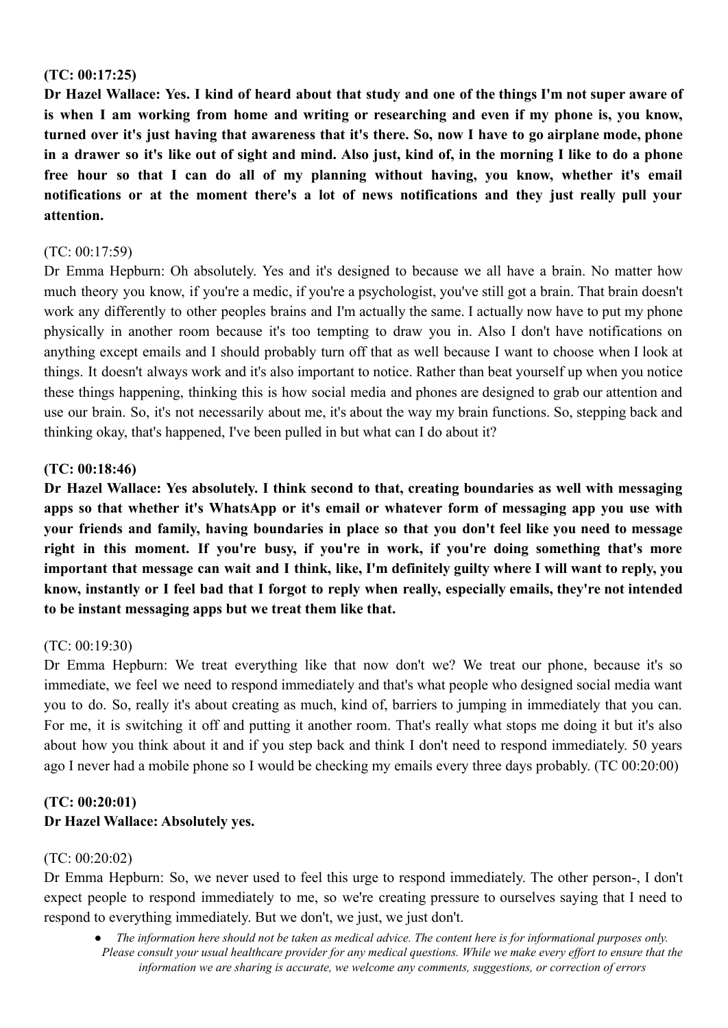**(TC: 00:17:25)**
**Dr Hazel Wallace: Yes. I kind of heard about that study and one of the things I'm not super aware of is when I am working from home and writing or researching and even if my phone is, you know, turned over it's just having that awareness that it's there. So, now I have to go airplane mode, phone in a drawer so it's like out of sight and mind. Also just, kind of, in the morning I like to do a phone free hour so that I can do all of my planning without having, you know, whether it's email notifications or at the moment there's a lot of news notifications and they just really pull your attention.**

(TC: 00:17:59)
Dr Emma Hepburn: Oh absolutely. Yes and it's designed to because we all have a brain. No matter how much theory you know, if you're a medic, if you're a psychologist, you've still got a brain. That brain doesn't work any differently to other peoples brains and I'm actually the same. I actually now have to put my phone physically in another room because it's too tempting to draw you in. Also I don't have notifications on anything except emails and I should probably turn off that as well because I want to choose when I look at things. It doesn't always work and it's also important to notice. Rather than beat yourself up when you notice these things happening, thinking this is how social media and phones are designed to grab our attention and use our brain. So, it's not necessarily about me, it's about the way my brain functions. So, stepping back and thinking okay, that's happened, I've been pulled in but what can I do about it?

**(TC: 00:18:46)**
**Dr Hazel Wallace: Yes absolutely. I think second to that, creating boundaries as well with messaging apps so that whether it's WhatsApp or it's email or whatever form of messaging app you use with your friends and family, having boundaries in place so that you don't feel like you need to message right in this moment. If you're busy, if you're in work, if you're doing something that's more important that message can wait and I think, like, I'm definitely guilty where I will want to reply, you know, instantly or I feel bad that I forgot to reply when really, especially emails, they're not intended to be instant messaging apps but we treat them like that.**

(TC: 00:19:30)
Dr Emma Hepburn: We treat everything like that now don't we? We treat our phone, because it's so immediate, we feel we need to respond immediately and that's what people who designed social media want you to do. So, really it's about creating as much, kind of, barriers to jumping in immediately that you can. For me, it is switching it off and putting it another room. That's really what stops me doing it but it's also about how you think about it and if you step back and think I don't need to respond immediately. 50 years ago I never had a mobile phone so I would be checking my emails every three days probably. (TC 00:20:00)

**(TC: 00:20:01)**
**Dr Hazel Wallace: Absolutely yes.**

(TC: 00:20:02)
Dr Emma Hepburn: So, we never used to feel this urge to respond immediately. The other person-, I don't expect people to respond immediately to me, so we're creating pressure to ourselves saying that I need to respond to everything immediately. But we don't, we just, we just don't.

- *The information here should not be taken as medical advice. The content here is for informational purposes only. Please consult your usual healthcare provider for any medical questions. While we make every effort to ensure that the information we are sharing is accurate, we welcome any comments, suggestions, or correction of errors*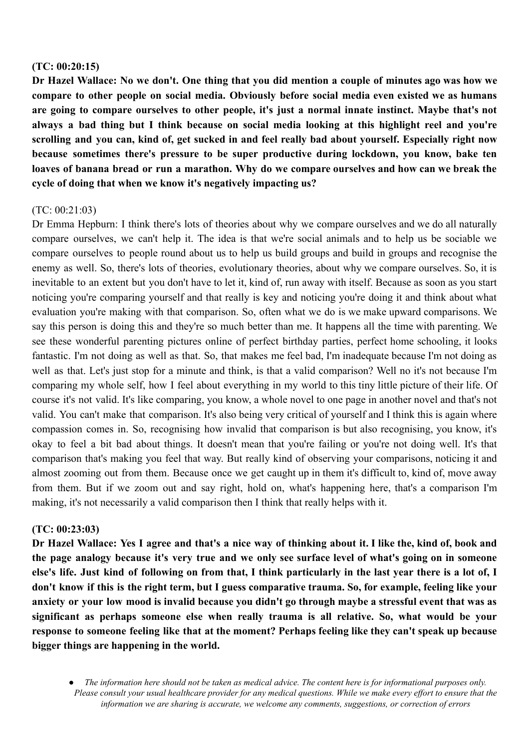**(TC: 00:20:15)**

**Dr Hazel Wallace: No we don't. One thing that you did mention a couple of minutes ago was how we compare to other people on social media. Obviously before social media even existed we as humans are going to compare ourselves to other people, it's just a normal innate instinct. Maybe that's not always a bad thing but I think because on social media looking at this highlight reel and you're scrolling and you can, kind of, get sucked in and feel really bad about yourself. Especially right now because sometimes there's pressure to be super productive during lockdown, you know, bake ten loaves of banana bread or run a marathon. Why do we compare ourselves and how can we break the cycle of doing that when we know it's negatively impacting us?**

(TC: 00:21:03)

Dr Emma Hepburn: I think there's lots of theories about why we compare ourselves and we do all naturally compare ourselves, we can't help it. The idea is that we're social animals and to help us be sociable we compare ourselves to people round about us to help us build groups and build in groups and recognise the enemy as well. So, there's lots of theories, evolutionary theories, about why we compare ourselves. So, it is inevitable to an extent but you don't have to let it, kind of, run away with itself. Because as soon as you start noticing you're comparing yourself and that really is key and noticing you're doing it and think about what evaluation you're making with that comparison. So, often what we do is we make upward comparisons. We say this person is doing this and they're so much better than me. It happens all the time with parenting. We see these wonderful parenting pictures online of perfect birthday parties, perfect home schooling, it looks fantastic. I'm not doing as well as that. So, that makes me feel bad, I'm inadequate because I'm not doing as well as that. Let's just stop for a minute and think, is that a valid comparison? Well no it's not because I'm comparing my whole self, how I feel about everything in my world to this tiny little picture of their life. Of course it's not valid. It's like comparing, you know, a whole novel to one page in another novel and that's not valid. You can't make that comparison. It's also being very critical of yourself and I think this is again where compassion comes in. So, recognising how invalid that comparison is but also recognising, you know, it's okay to feel a bit bad about things. It doesn't mean that you're failing or you're not doing well. It's that comparison that's making you feel that way. But really kind of observing your comparisons, noticing it and almost zooming out from them. Because once we get caught up in them it's difficult to, kind of, move away from them. But if we zoom out and say right, hold on, what's happening here, that's a comparison I'm making, it's not necessarily a valid comparison then I think that really helps with it.

**(TC: 00:23:03)**

**Dr Hazel Wallace: Yes I agree and that's a nice way of thinking about it. I like the, kind of, book and the page analogy because it's very true and we only see surface level of what's going on in someone else's life. Just kind of following on from that, I think particularly in the last year there is a lot of, I don't know if this is the right term, but I guess comparative trauma. So, for example, feeling like your anxiety or your low mood is invalid because you didn't go through maybe a stressful event that was as significant as perhaps someone else when really trauma is all relative. So, what would be your response to someone feeling like that at the moment? Perhaps feeling like they can't speak up because bigger things are happening in the world.**

- *The information here should not be taken as medical advice. The content here is for informational purposes only. Please consult your usual healthcare provider for any medical questions. While we make every effort to ensure that the information we are sharing is accurate, we welcome any comments, suggestions, or correction of errors*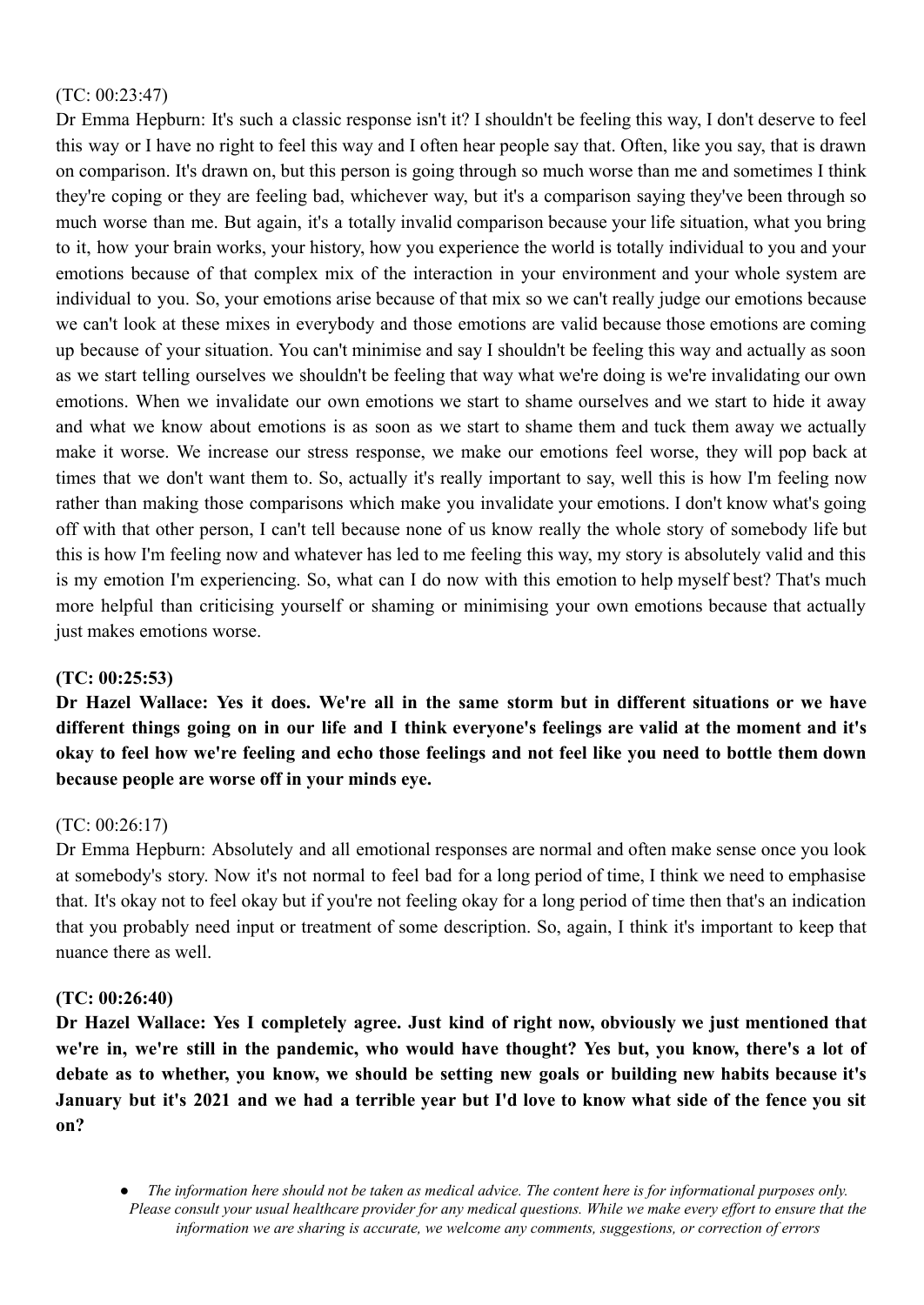(TC: 00:23:47)

Dr Emma Hepburn: It's such a classic response isn't it? I shouldn't be feeling this way, I don't deserve to feel this way or I have no right to feel this way and I often hear people say that. Often, like you say, that is drawn on comparison. It's drawn on, but this person is going through so much worse than me and sometimes I think they're coping or they are feeling bad, whichever way, but it's a comparison saying they've been through so much worse than me. But again, it's a totally invalid comparison because your life situation, what you bring to it, how your brain works, your history, how you experience the world is totally individual to you and your emotions because of that complex mix of the interaction in your environment and your whole system are individual to you. So, your emotions arise because of that mix so we can't really judge our emotions because we can't look at these mixes in everybody and those emotions are valid because those emotions are coming up because of your situation. You can't minimise and say I shouldn't be feeling this way and actually as soon as we start telling ourselves we shouldn't be feeling that way what we're doing is we're invalidating our own emotions. When we invalidate our own emotions we start to shame ourselves and we start to hide it away and what we know about emotions is as soon as we start to shame them and tuck them away we actually make it worse. We increase our stress response, we make our emotions feel worse, they will pop back at times that we don't want them to. So, actually it's really important to say, well this is how I'm feeling now rather than making those comparisons which make you invalidate your emotions. I don't know what's going off with that other person, I can't tell because none of us know really the whole story of somebody life but this is how I'm feeling now and whatever has led to me feeling this way, my story is absolutely valid and this is my emotion I'm experiencing. So, what can I do now with this emotion to help myself best? That's much more helpful than criticising yourself or shaming or minimising your own emotions because that actually just makes emotions worse.

**(TC: 00:25:53)**

**Dr Hazel Wallace: Yes it does. We're all in the same storm but in different situations or we have different things going on in our life and I think everyone's feelings are valid at the moment and it's okay to feel how we're feeling and echo those feelings and not feel like you need to bottle them down because people are worse off in your minds eye.**

(TC: 00:26:17)

Dr Emma Hepburn: Absolutely and all emotional responses are normal and often make sense once you look at somebody's story. Now it's not normal to feel bad for a long period of time, I think we need to emphasise that. It's okay not to feel okay but if you're not feeling okay for a long period of time then that's an indication that you probably need input or treatment of some description. So, again, I think it's important to keep that nuance there as well.

**(TC: 00:26:40)**

**Dr Hazel Wallace: Yes I completely agree. Just kind of right now, obviously we just mentioned that we're in, we're still in the pandemic, who would have thought? Yes but, you know, there's a lot of debate as to whether, you know, we should be setting new goals or building new habits because it's January but it's 2021 and we had a terrible year but I'd love to know what side of the fence you sit on?**

- *The information here should not be taken as medical advice. The content here is for informational purposes only. Please consult your usual healthcare provider for any medical questions. While we make every effort to ensure that the information we are sharing is accurate, we welcome any comments, suggestions, or correction of errors*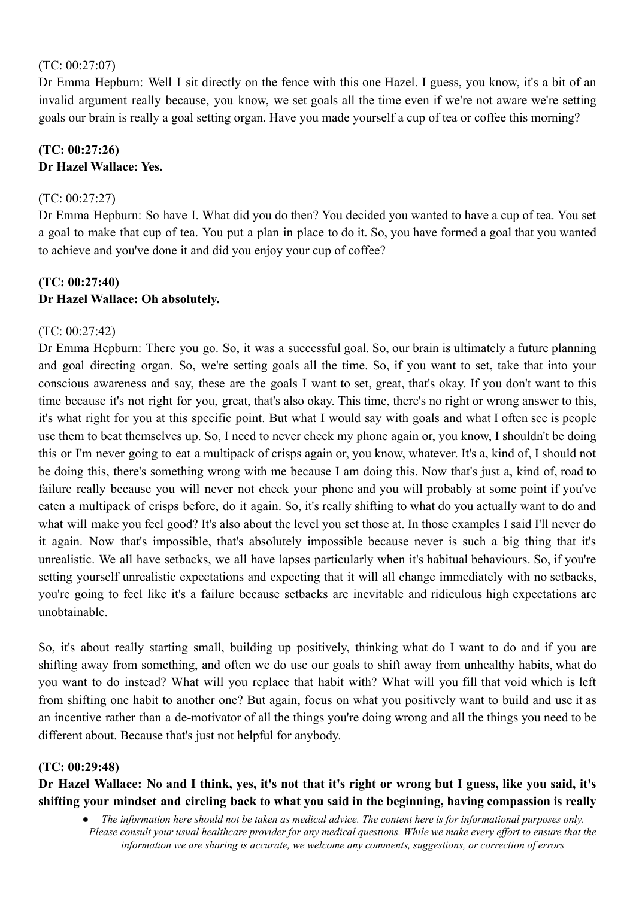(TC: 00:27:07)
Dr Emma Hepburn: Well I sit directly on the fence with this one Hazel. I guess, you know, it's a bit of an invalid argument really because, you know, we set goals all the time even if we're not aware we're setting goals our brain is really a goal setting organ. Have you made yourself a cup of tea or coffee this morning?

**(TC: 00:27:26)**
**Dr Hazel Wallace: Yes.**

(TC: 00:27:27)
Dr Emma Hepburn: So have I. What did you do then? You decided you wanted to have a cup of tea. You set a goal to make that cup of tea. You put a plan in place to do it. So, you have formed a goal that you wanted to achieve and you've done it and did you enjoy your cup of coffee?

**(TC: 00:27:40)**
**Dr Hazel Wallace: Oh absolutely.**

(TC: 00:27:42)
Dr Emma Hepburn: There you go. So, it was a successful goal. So, our brain is ultimately a future planning and goal directing organ. So, we're setting goals all the time. So, if you want to set, take that into your conscious awareness and say, these are the goals I want to set, great, that's okay. If you don't want to this time because it's not right for you, great, that's also okay. This time, there's no right or wrong answer to this, it's what right for you at this specific point. But what I would say with goals and what I often see is people use them to beat themselves up. So, I need to never check my phone again or, you know, I shouldn't be doing this or I'm never going to eat a multipack of crisps again or, you know, whatever. It's a, kind of, I should not be doing this, there's something wrong with me because I am doing this. Now that's just a, kind of, road to failure really because you will never not check your phone and you will probably at some point if you've eaten a multipack of crisps before, do it again. So, it's really shifting to what do you actually want to do and what will make you feel good? It's also about the level you set those at. In those examples I said I'll never do it again. Now that's impossible, that's absolutely impossible because never is such a big thing that it's unrealistic. We all have setbacks, we all have lapses particularly when it's habitual behaviours. So, if you're setting yourself unrealistic expectations and expecting that it will all change immediately with no setbacks, you're going to feel like it's a failure because setbacks are inevitable and ridiculous high expectations are unobtainable.

So, it's about really starting small, building up positively, thinking what do I want to do and if you are shifting away from something, and often we do use our goals to shift away from unhealthy habits, what do you want to do instead? What will you replace that habit with? What will you fill that void which is left from shifting one habit to another one? But again, focus on what you positively want to build and use it as an incentive rather than a de-motivator of all the things you're doing wrong and all the things you need to be different about. Because that's just not helpful for anybody.

**(TC: 00:29:48)**
**Dr Hazel Wallace: No and I think, yes, it's not that it's right or wrong but I guess, like you said, it's shifting your mindset and circling back to what you said in the beginning, having compassion is really**

- *The information here should not be taken as medical advice. The content here is for informational purposes only. Please consult your usual healthcare provider for any medical questions. While we make every effort to ensure that the information we are sharing is accurate, we welcome any comments, suggestions, or correction of errors*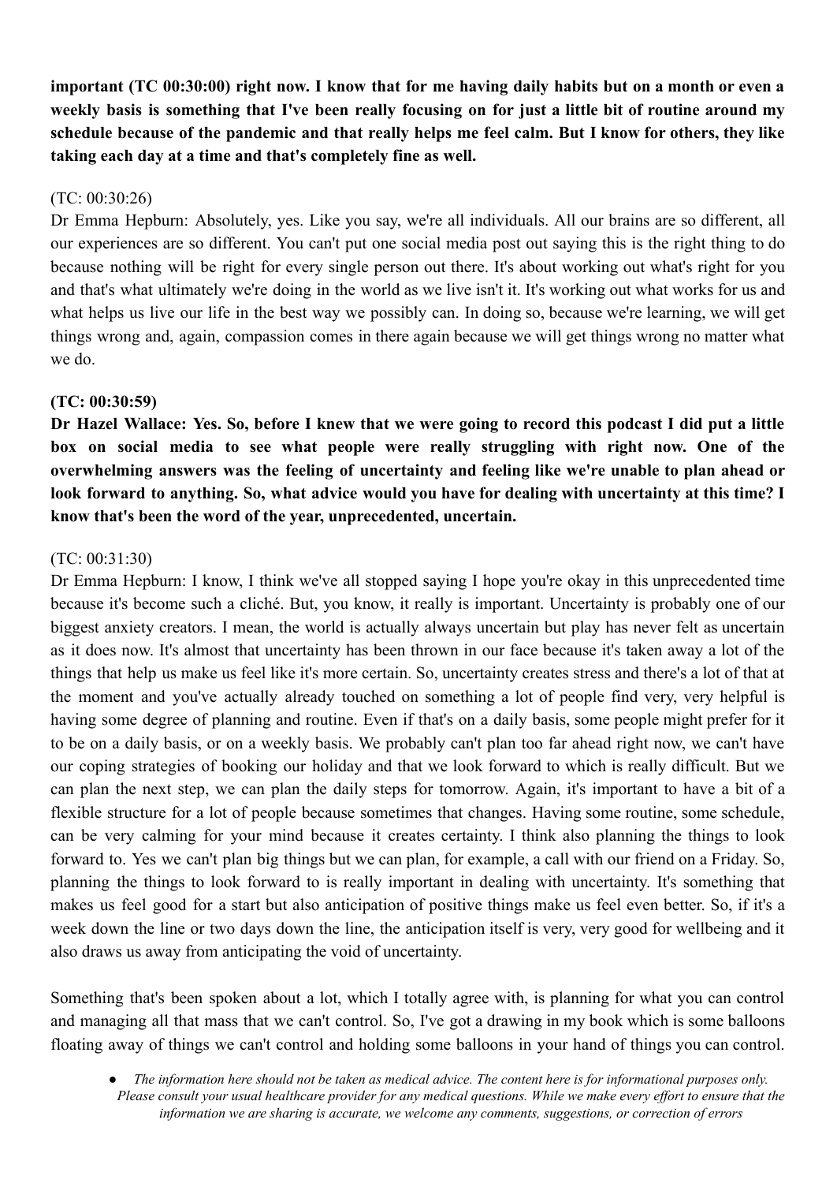**important (TC 00:30:00) right now. I know that for me having daily habits but on a month or even a weekly basis is something that I've been really focusing on for just a little bit of routine around my schedule because of the pandemic and that really helps me feel calm. But I know for others, they like taking each day at a time and that's completely fine as well.**

(TC: 00:30:26)
Dr Emma Hepburn: Absolutely, yes. Like you say, we're all individuals. All our brains are so different, all our experiences are so different. You can't put one social media post out saying this is the right thing to do because nothing will be right for every single person out there. It's about working out what's right for you and that's what ultimately we're doing in the world as we live isn't it. It's working out what works for us and what helps us live our life in the best way we possibly can. In doing so, because we're learning, we will get things wrong and, again, compassion comes in there again because we will get things wrong no matter what we do.

**(TC: 00:30:59)**
**Dr Hazel Wallace: Yes. So, before I knew that we were going to record this podcast I did put a little box on social media to see what people were really struggling with right now. One of the overwhelming answers was the feeling of uncertainty and feeling like we're unable to plan ahead or look forward to anything. So, what advice would you have for dealing with uncertainty at this time? I know that's been the word of the year, unprecedented, uncertain.**

(TC: 00:31:30)
Dr Emma Hepburn: I know, I think we've all stopped saying I hope you're okay in this unprecedented time because it's become such a cliché. But, you know, it really is important. Uncertainty is probably one of our biggest anxiety creators. I mean, the world is actually always uncertain but play has never felt as uncertain as it does now. It's almost that uncertainty has been thrown in our face because it's taken away a lot of the things that help us make us feel like it's more certain. So, uncertainty creates stress and there's a lot of that at the moment and you've actually already touched on something a lot of people find very, very helpful is having some degree of planning and routine. Even if that's on a daily basis, some people might prefer for it to be on a daily basis, or on a weekly basis. We probably can't plan too far ahead right now, we can't have our coping strategies of booking our holiday and that we look forward to which is really difficult. But we can plan the next step, we can plan the daily steps for tomorrow. Again, it's important to have a bit of a flexible structure for a lot of people because sometimes that changes. Having some routine, some schedule, can be very calming for your mind because it creates certainty. I think also planning the things to look forward to. Yes we can't plan big things but we can plan, for example, a call with our friend on a Friday. So, planning the things to look forward to is really important in dealing with uncertainty. It's something that makes us feel good for a start but also anticipation of positive things make us feel even better. So, if it's a week down the line or two days down the line, the anticipation itself is very, very good for wellbeing and it also draws us away from anticipating the void of uncertainty.

Something that's been spoken about a lot, which I totally agree with, is planning for what you can control and managing all that mass that we can't control. So, I've got a drawing in my book which is some balloons floating away of things we can't control and holding some balloons in your hand of things you can control.

- *The information here should not be taken as medical advice. The content here is for informational purposes only. Please consult your usual healthcare provider for any medical questions. While we make every effort to ensure that the information we are sharing is accurate, we welcome any comments, suggestions, or correction of errors*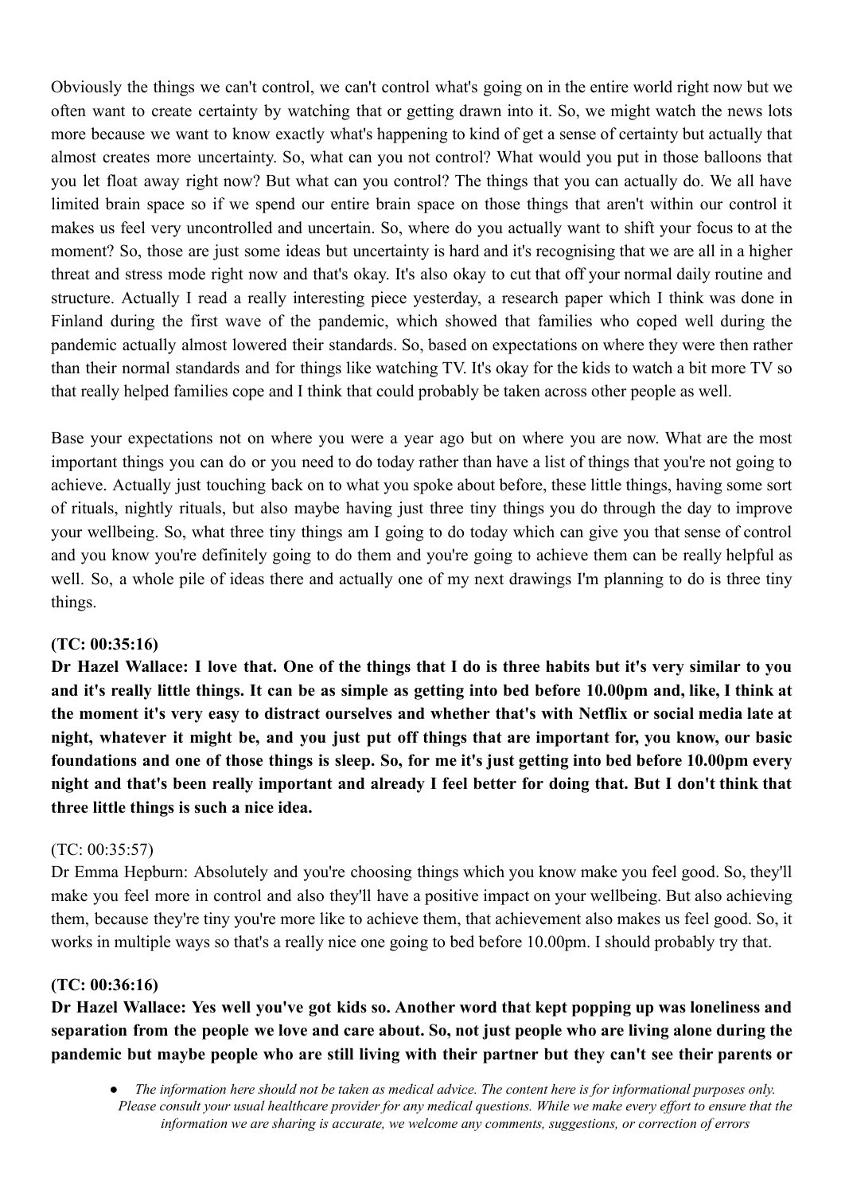Obviously the things we can't control, we can't control what's going on in the entire world right now but we often want to create certainty by watching that or getting drawn into it. So, we might watch the news lots more because we want to know exactly what's happening to kind of get a sense of certainty but actually that almost creates more uncertainty. So, what can you not control? What would you put in those balloons that you let float away right now? But what can you control? The things that you can actually do. We all have limited brain space so if we spend our entire brain space on those things that aren't within our control it makes us feel very uncontrolled and uncertain. So, where do you actually want to shift your focus to at the moment? So, those are just some ideas but uncertainty is hard and it's recognising that we are all in a higher threat and stress mode right now and that's okay. It's also okay to cut that off your normal daily routine and structure. Actually I read a really interesting piece yesterday, a research paper which I think was done in Finland during the first wave of the pandemic, which showed that families who coped well during the pandemic actually almost lowered their standards. So, based on expectations on where they were then rather than their normal standards and for things like watching TV. It's okay for the kids to watch a bit more TV so that really helped families cope and I think that could probably be taken across other people as well.

Base your expectations not on where you were a year ago but on where you are now. What are the most important things you can do or you need to do today rather than have a list of things that you're not going to achieve. Actually just touching back on to what you spoke about before, these little things, having some sort of rituals, nightly rituals, but also maybe having just three tiny things you do through the day to improve your wellbeing. So, what three tiny things am I going to do today which can give you that sense of control and you know you're definitely going to do them and you're going to achieve them can be really helpful as well. So, a whole pile of ideas there and actually one of my next drawings I'm planning to do is three tiny things.

**(TC: 00:35:16)**

**Dr Hazel Wallace: I love that. One of the things that I do is three habits but it's very similar to you and it's really little things. It can be as simple as getting into bed before 10.00pm and, like, I think at the moment it's very easy to distract ourselves and whether that's with Netflix or social media late at night, whatever it might be, and you just put off things that are important for, you know, our basic foundations and one of those things is sleep. So, for me it's just getting into bed before 10.00pm every night and that's been really important and already I feel better for doing that. But I don't think that three little things is such a nice idea.**

(TC: 00:35:57)

Dr Emma Hepburn: Absolutely and you're choosing things which you know make you feel good. So, they'll make you feel more in control and also they'll have a positive impact on your wellbeing. But also achieving them, because they're tiny you're more like to achieve them, that achievement also makes us feel good. So, it works in multiple ways so that's a really nice one going to bed before 10.00pm. I should probably try that.

**(TC: 00:36:16)**

**Dr Hazel Wallace: Yes well you've got kids so. Another word that kept popping up was loneliness and separation from the people we love and care about. So, not just people who are living alone during the pandemic but maybe people who are still living with their partner but they can't see their parents or**

- *The information here should not be taken as medical advice. The content here is for informational purposes only. Please consult your usual healthcare provider for any medical questions. While we make every effort to ensure that the information we are sharing is accurate, we welcome any comments, suggestions, or correction of errors*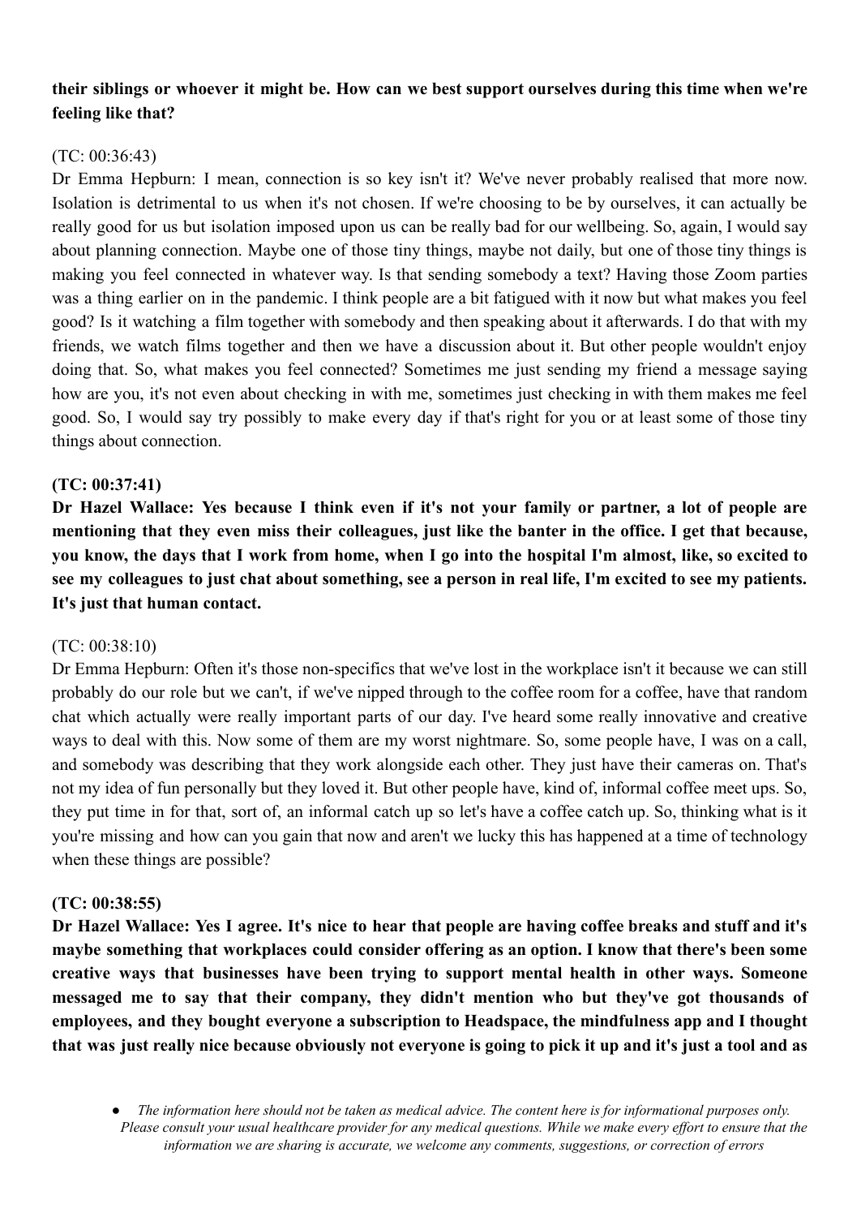**their siblings or whoever it might be. How can we best support ourselves during this time when we're feeling like that?**

(TC: 00:36:43)
Dr Emma Hepburn: I mean, connection is so key isn't it? We've never probably realised that more now. Isolation is detrimental to us when it's not chosen. If we're choosing to be by ourselves, it can actually be really good for us but isolation imposed upon us can be really bad for our wellbeing. So, again, I would say about planning connection. Maybe one of those tiny things, maybe not daily, but one of those tiny things is making you feel connected in whatever way. Is that sending somebody a text? Having those Zoom parties was a thing earlier on in the pandemic. I think people are a bit fatigued with it now but what makes you feel good? Is it watching a film together with somebody and then speaking about it afterwards. I do that with my friends, we watch films together and then we have a discussion about it. But other people wouldn't enjoy doing that. So, what makes you feel connected? Sometimes me just sending my friend a message saying how are you, it's not even about checking in with me, sometimes just checking in with them makes me feel good. So, I would say try possibly to make every day if that's right for you or at least some of those tiny things about connection.

**(TC: 00:37:41)**
**Dr Hazel Wallace: Yes because I think even if it's not your family or partner, a lot of people are mentioning that they even miss their colleagues, just like the banter in the office. I get that because, you know, the days that I work from home, when I go into the hospital I'm almost, like, so excited to see my colleagues to just chat about something, see a person in real life, I'm excited to see my patients. It's just that human contact.**

(TC: 00:38:10)
Dr Emma Hepburn: Often it's those non-specifics that we've lost in the workplace isn't it because we can still probably do our role but we can't, if we've nipped through to the coffee room for a coffee, have that random chat which actually were really important parts of our day. I've heard some really innovative and creative ways to deal with this. Now some of them are my worst nightmare. So, some people have, I was on a call, and somebody was describing that they work alongside each other. They just have their cameras on. That's not my idea of fun personally but they loved it. But other people have, kind of, informal coffee meet ups. So, they put time in for that, sort of, an informal catch up so let's have a coffee catch up. So, thinking what is it you're missing and how can you gain that now and aren't we lucky this has happened at a time of technology when these things are possible?

**(TC: 00:38:55)**
**Dr Hazel Wallace: Yes I agree. It's nice to hear that people are having coffee breaks and stuff and it's maybe something that workplaces could consider offering as an option. I know that there's been some creative ways that businesses have been trying to support mental health in other ways. Someone messaged me to say that their company, they didn't mention who but they've got thousands of employees, and they bought everyone a subscription to Headspace, the mindfulness app and I thought that was just really nice because obviously not everyone is going to pick it up and it's just a tool and as**

- *The information here should not be taken as medical advice. The content here is for informational purposes only. Please consult your usual healthcare provider for any medical questions. While we make every effort to ensure that the information we are sharing is accurate, we welcome any comments, suggestions, or correction of errors*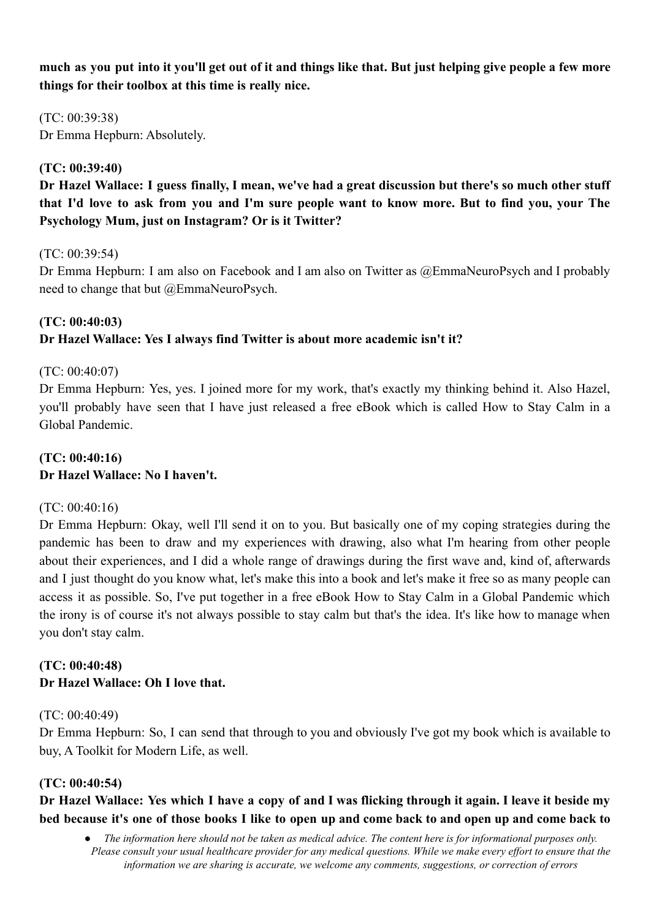**much as you put into it you'll get out of it and things like that. But just helping give people a few more things for their toolbox at this time is really nice.**

(TC: 00:39:38)
Dr Emma Hepburn: Absolutely.

**(TC: 00:39:40)**
**Dr Hazel Wallace: I guess finally, I mean, we've had a great discussion but there's so much other stuff that I'd love to ask from you and I'm sure people want to know more. But to find you, your The Psychology Mum, just on Instagram? Or is it Twitter?**

(TC: 00:39:54)
Dr Emma Hepburn: I am also on Facebook and I am also on Twitter as @EmmaNeuroPsych and I probably need to change that but @EmmaNeuroPsych.

**(TC: 00:40:03)**
**Dr Hazel Wallace: Yes I always find Twitter is about more academic isn't it?**

(TC: 00:40:07)
Dr Emma Hepburn: Yes, yes. I joined more for my work, that's exactly my thinking behind it. Also Hazel, you'll probably have seen that I have just released a free eBook which is called How to Stay Calm in a Global Pandemic.

**(TC: 00:40:16)**
**Dr Hazel Wallace: No I haven't.**

(TC: 00:40:16)
Dr Emma Hepburn: Okay, well I'll send it on to you. But basically one of my coping strategies during the pandemic has been to draw and my experiences with drawing, also what I'm hearing from other people about their experiences, and I did a whole range of drawings during the first wave and, kind of, afterwards and I just thought do you know what, let's make this into a book and let's make it free so as many people can access it as possible. So, I've put together in a free eBook How to Stay Calm in a Global Pandemic which the irony is of course it's not always possible to stay calm but that's the idea. It's like how to manage when you don't stay calm.

**(TC: 00:40:48)**
**Dr Hazel Wallace: Oh I love that.**

(TC: 00:40:49)
Dr Emma Hepburn: So, I can send that through to you and obviously I've got my book which is available to buy, A Toolkit for Modern Life, as well.

**(TC: 00:40:54)**
**Dr Hazel Wallace: Yes which I have a copy of and I was flicking through it again. I leave it beside my bed because it's one of those books I like to open up and come back to and open up and come back to**

- *The information here should not be taken as medical advice. The content here is for informational purposes only. Please consult your usual healthcare provider for any medical questions. While we make every effort to ensure that the information we are sharing is accurate, we welcome any comments, suggestions, or correction of errors*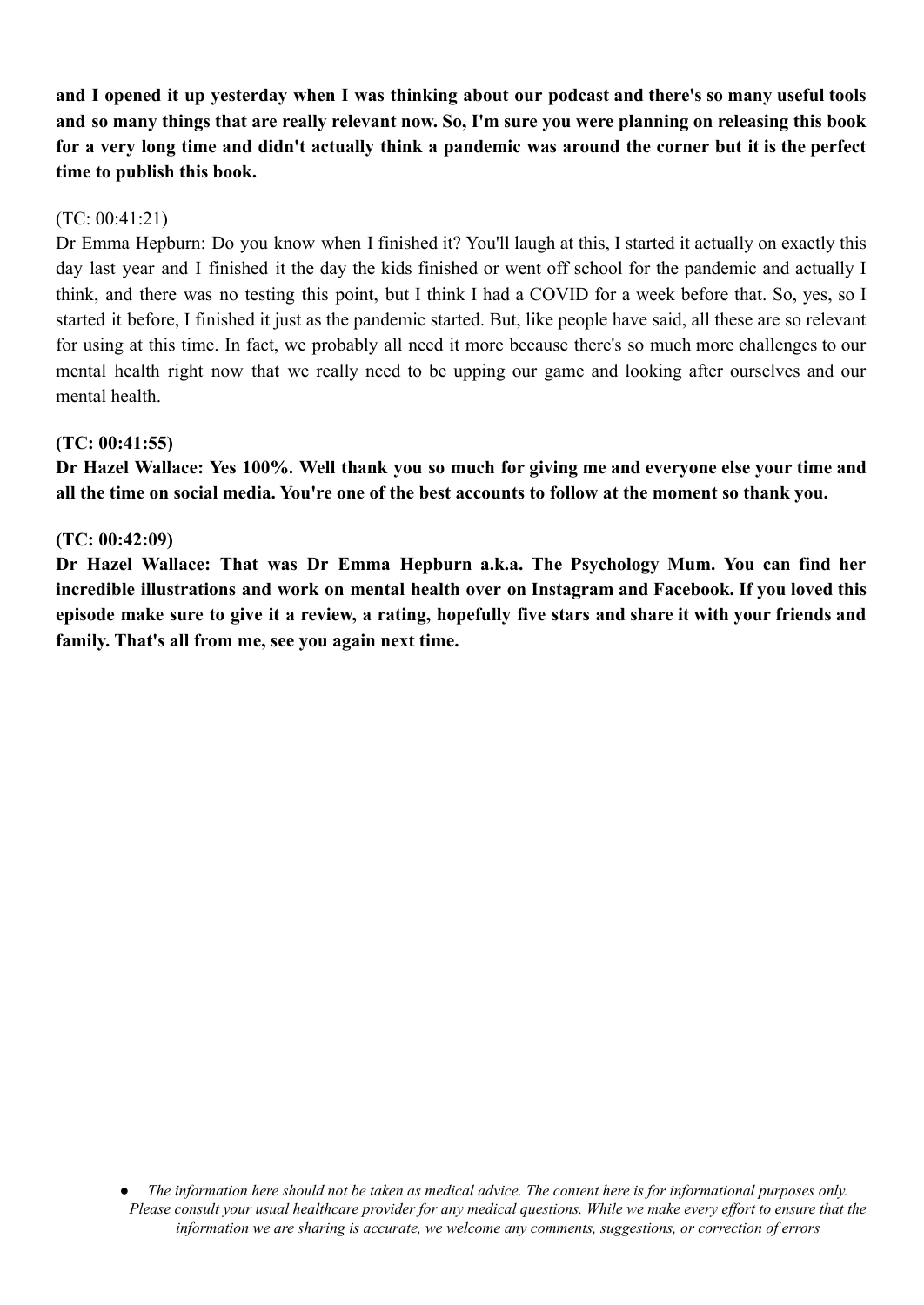**and I opened it up yesterday when I was thinking about our podcast and there's so many useful tools and so many things that are really relevant now. So, I'm sure you were planning on releasing this book for a very long time and didn't actually think a pandemic was around the corner but it is the perfect time to publish this book.**

(TC: 00:41:21)
Dr Emma Hepburn: Do you know when I finished it? You'll laugh at this, I started it actually on exactly this day last year and I finished it the day the kids finished or went off school for the pandemic and actually I think, and there was no testing this point, but I think I had a COVID for a week before that. So, yes, so I started it before, I finished it just as the pandemic started. But, like people have said, all these are so relevant for using at this time. In fact, we probably all need it more because there's so much more challenges to our mental health right now that we really need to be upping our game and looking after ourselves and our mental health.

**(TC: 00:41:55)**
**Dr Hazel Wallace: Yes 100%. Well thank you so much for giving me and everyone else your time and all the time on social media. You're one of the best accounts to follow at the moment so thank you.**

**(TC: 00:42:09)**
**Dr Hazel Wallace: That was Dr Emma Hepburn a.k.a. The Psychology Mum. You can find her incredible illustrations and work on mental health over on Instagram and Facebook. If you loved this episode make sure to give it a review, a rating, hopefully five stars and share it with your friends and family. That's all from me, see you again next time.**

- *The information here should not be taken as medical advice. The content here is for informational purposes only. Please consult your usual healthcare provider for any medical questions. While we make every effort to ensure that the information we are sharing is accurate, we welcome any comments, suggestions, or correction of errors*